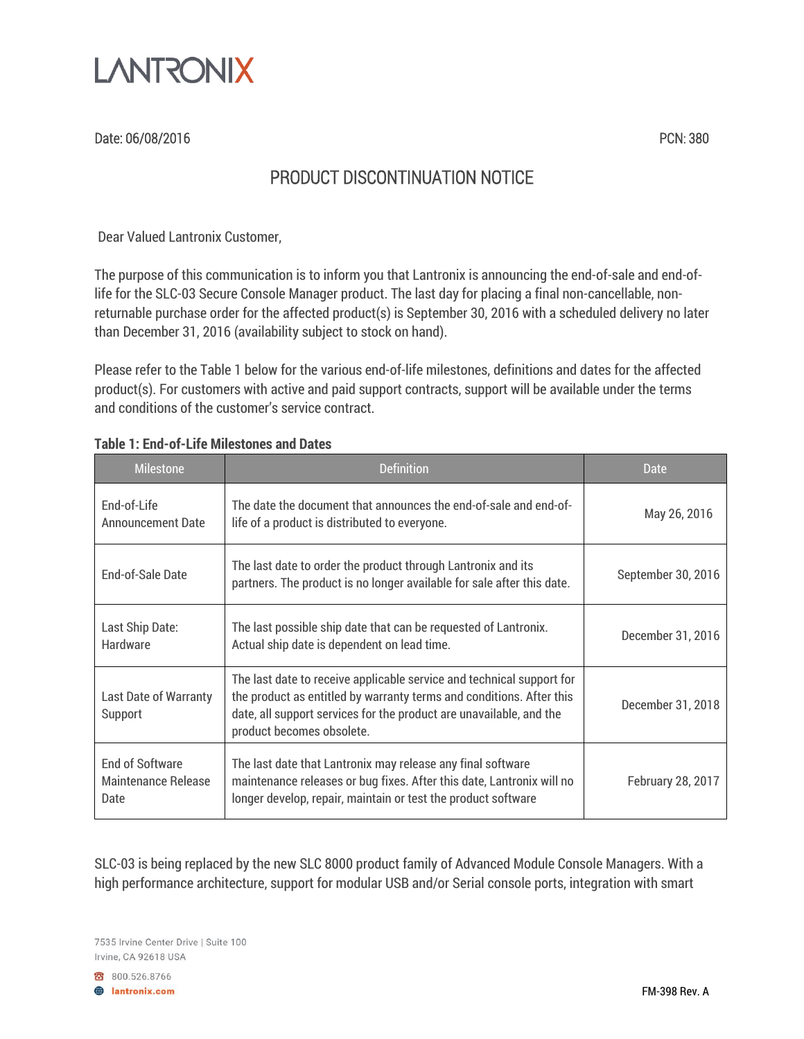LANTRONIX

Date: 06/08/2016 PCN: 380

# PRODUCT DISCONTINUATION NOTICE

Dear Valued Lantronix Customer,

The purpose of this communication is to inform you that Lantronix is announcing the end-of-sale and end-of-life for the SLC-03 Secure Console Manager product. The last day for placing a final non-cancellable, non-returnable purchase order for the affected product(s) is September 30, 2016 with a scheduled delivery no later than December 31, 2016 (availability subject to stock on hand).

Please refer to the Table 1 below for the various end-of-life milestones, definitions and dates for the affected product(s). For customers with active and paid support contracts, support will be available under the terms and conditions of the customer's service contract.

**Table 1: End-of-Life Milestones and Dates**

| Milestone | Definition | Date |
|---|---|---|
| End-of-Life Announcement Date | The date the document that announces the end-of-sale and end-of-life of a product is distributed to everyone. | May 26, 2016 |
| End-of-Sale Date | The last date to order the product through Lantronix and its partners. The product is no longer available for sale after this date. | September 30, 2016 |
| Last Ship Date: Hardware | The last possible ship date that can be requested of Lantronix. Actual ship date is dependent on lead time. | December 31, 2016 |
| Last Date of Warranty Support | The last date to receive applicable service and technical support for the product as entitled by warranty terms and conditions. After this date, all support services for the product are unavailable, and the product becomes obsolete. | December 31, 2018 |
| End of Software Maintenance Release Date | The last date that Lantronix may release any final software maintenance releases or bug fixes. After this date, Lantronix will no longer develop, repair, maintain or test the product software | February 28, 2017 |

SLC-03 is being replaced by the new SLC 8000 product family of Advanced Module Console Managers. With a high performance architecture, support for modular USB and/or Serial console ports, integration with smart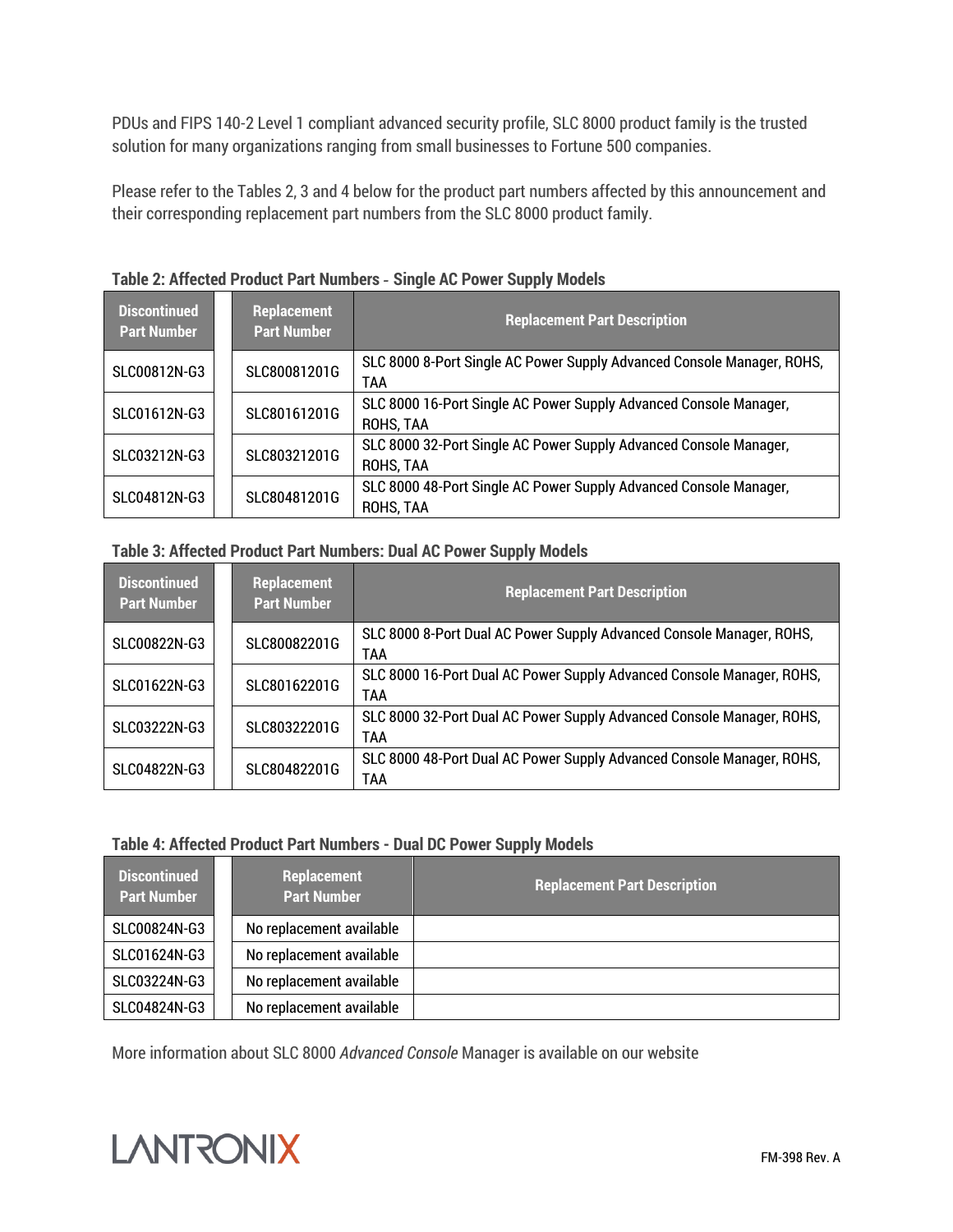PDUs and FIPS 140-2 Level 1 compliant advanced security profile, SLC 8000 product family is the trusted solution for many organizations ranging from small businesses to Fortune 500 companies.

Please refer to the Tables 2, 3 and 4 below for the product part numbers affected by this announcement and their corresponding replacement part numbers from the SLC 8000 product family.

**Table 2: Affected Product Part Numbers - Single AC Power Supply Models**

| Discontinued Part Number | | Replacement Part Number | Replacement Part Description |
|---|---|---|---|
| SLC00812N-G3 | | SLC80081201G | SLC 8000 8-Port Single AC Power Supply Advanced Console Manager, ROHS, TAA |
| SLC01612N-G3 | | SLC80161201G | SLC 8000 16-Port Single AC Power Supply Advanced Console Manager, ROHS, TAA |
| SLC03212N-G3 | | SLC80321201G | SLC 8000 32-Port Single AC Power Supply Advanced Console Manager, ROHS, TAA |
| SLC04812N-G3 | | SLC80481201G | SLC 8000 48-Port Single AC Power Supply Advanced Console Manager, ROHS, TAA |

**Table 3: Affected Product Part Numbers: Dual AC Power Supply Models**

| Discontinued Part Number | | Replacement Part Number | Replacement Part Description |
|---|---|---|---|
| SLC00822N-G3 | | SLC80082201G | SLC 8000 8-Port Dual AC Power Supply Advanced Console Manager, ROHS, TAA |
| SLC01622N-G3 | | SLC80162201G | SLC 8000 16-Port Dual AC Power Supply Advanced Console Manager, ROHS, TAA |
| SLC03222N-G3 | | SLC80322201G | SLC 8000 32-Port Dual AC Power Supply Advanced Console Manager, ROHS, TAA |
| SLC04822N-G3 | | SLC80482201G | SLC 8000 48-Port Dual AC Power Supply Advanced Console Manager, ROHS, TAA |

**Table 4: Affected Product Part Numbers - Dual DC Power Supply Models**

| Discontinued Part Number | | Replacement Part Number | Replacement Part Description |
|---|---|---|---|
| SLC00824N-G3 | | No replacement available | |
| SLC01624N-G3 | | No replacement available | |
| SLC03224N-G3 | | No replacement available | |
| SLC04824N-G3 | | No replacement available | |

More information about SLC 8000 *Advanced Console* Manager is available on our website

FM-398 Rev. A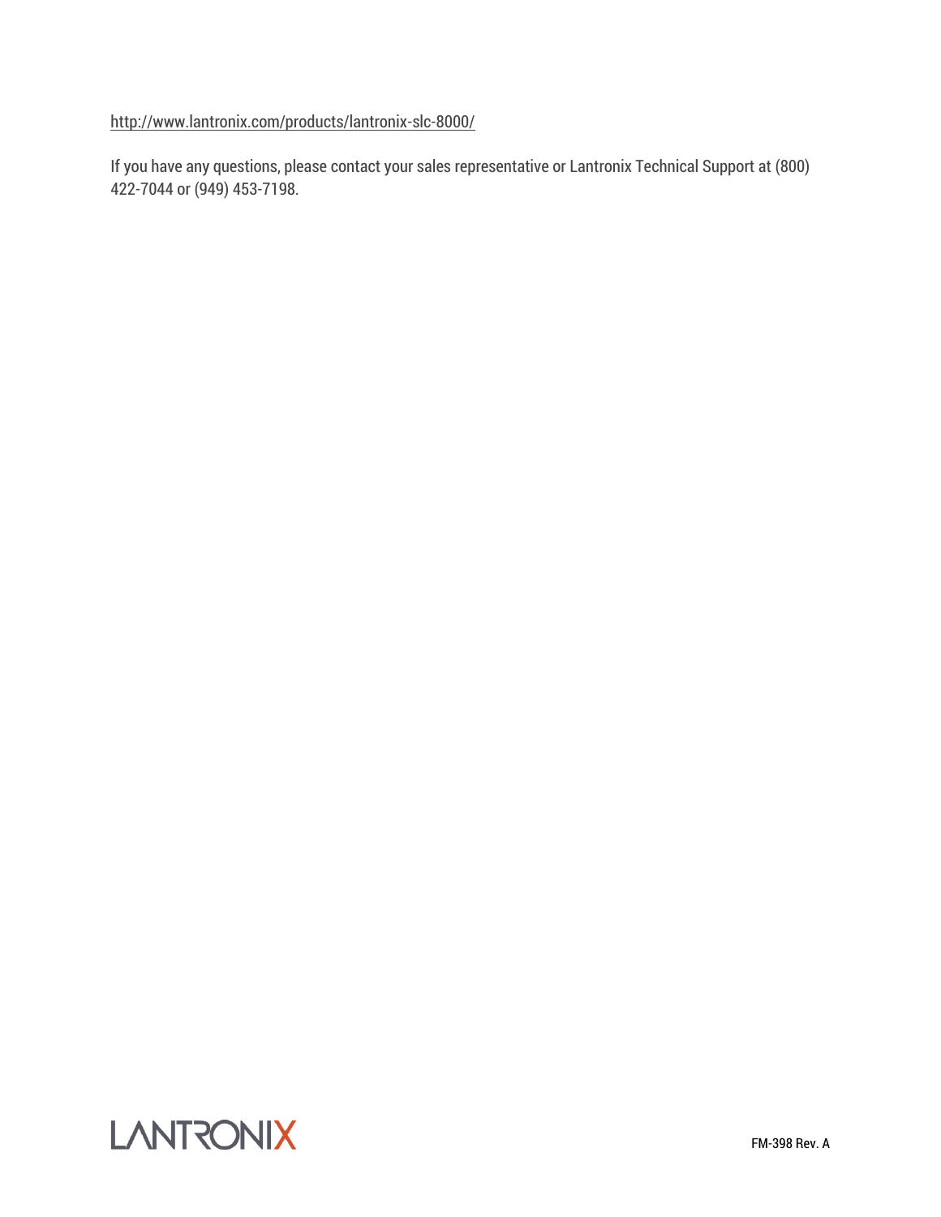http://www.lantronix.com/products/lantronix-slc-8000/

If you have any questions, please contact your sales representative or Lantronix Technical Support at (800) 422-7044 or (949) 453-7198.

LANTRONIX

FM-398 Rev. A